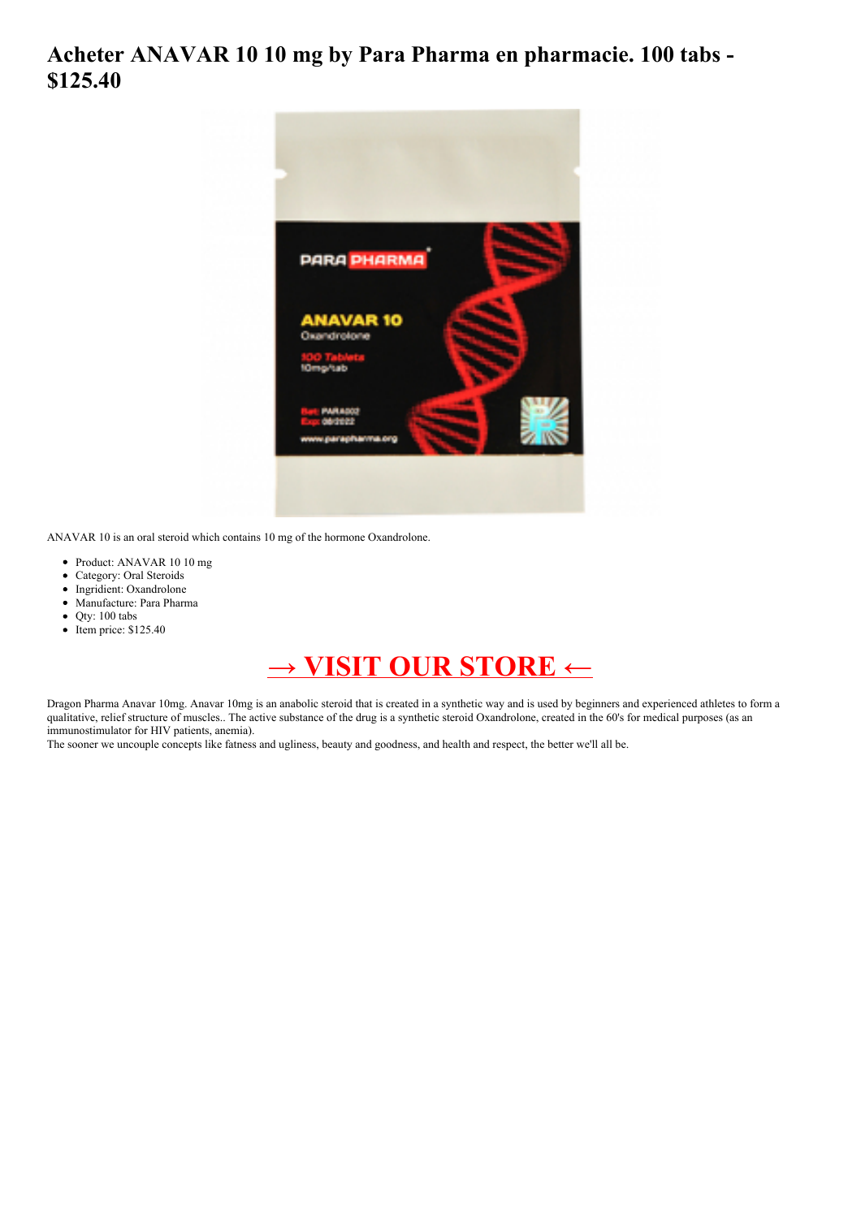# Acheter ANAVAR 10 10 mg by Para Pharma en pharmacie. 100 tabs - $125.40

ANAVAR 10 is an oral steroid which contains 10 mg of the hormone Oxandrolone.

- Product: ANAVAR 10 10 mg
- Category: Oral Steroids
- Ingridient: Oxandrolone
- Manufacture: Para Pharma
- Qty: 100 tabs
- Item price: $125.40

## → VISIT OUR STORE ←

Dragon Pharma Anavar 10mg. Anavar 10mg is an anabolic steroid that is created in a synthetic way and is used by beginners and experienced athletes to form a qualitative, relief structure of muscles.. The active substance of the drug is a synthetic steroid Oxandrolone, created in the 60's for medical purposes (as an immunostimulator for HIV patients, anemia).
The sooner we uncouple concepts like fatness and ugliness, beauty and goodness, and health and respect, the better we'll all be.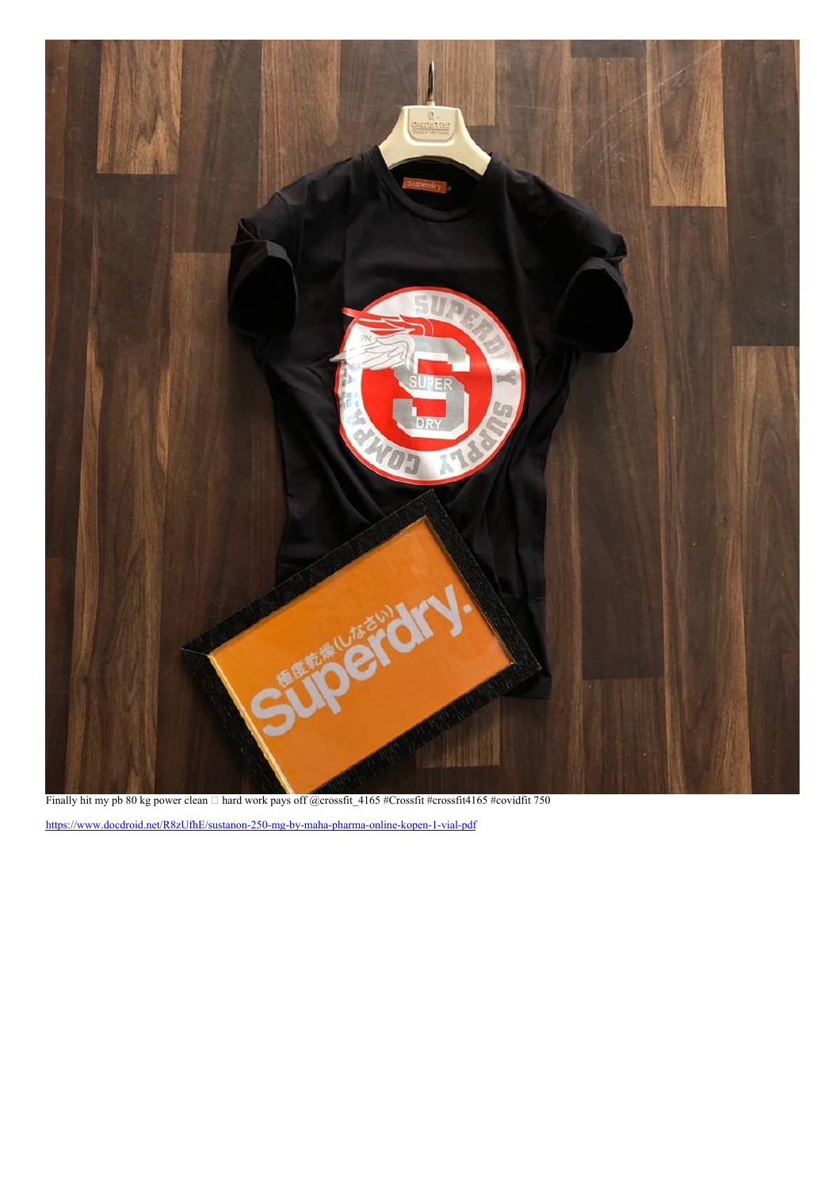Finally hit my pb 80 kg power clean □ hard work pays off @crossfit_4165 #Crossfit #crossfit4165 #covidfit 750

https://www.docdroid.net/R8zUfhE/sustanon-250-mg-by-maha-pharma-online-kopen-1-vial-pdf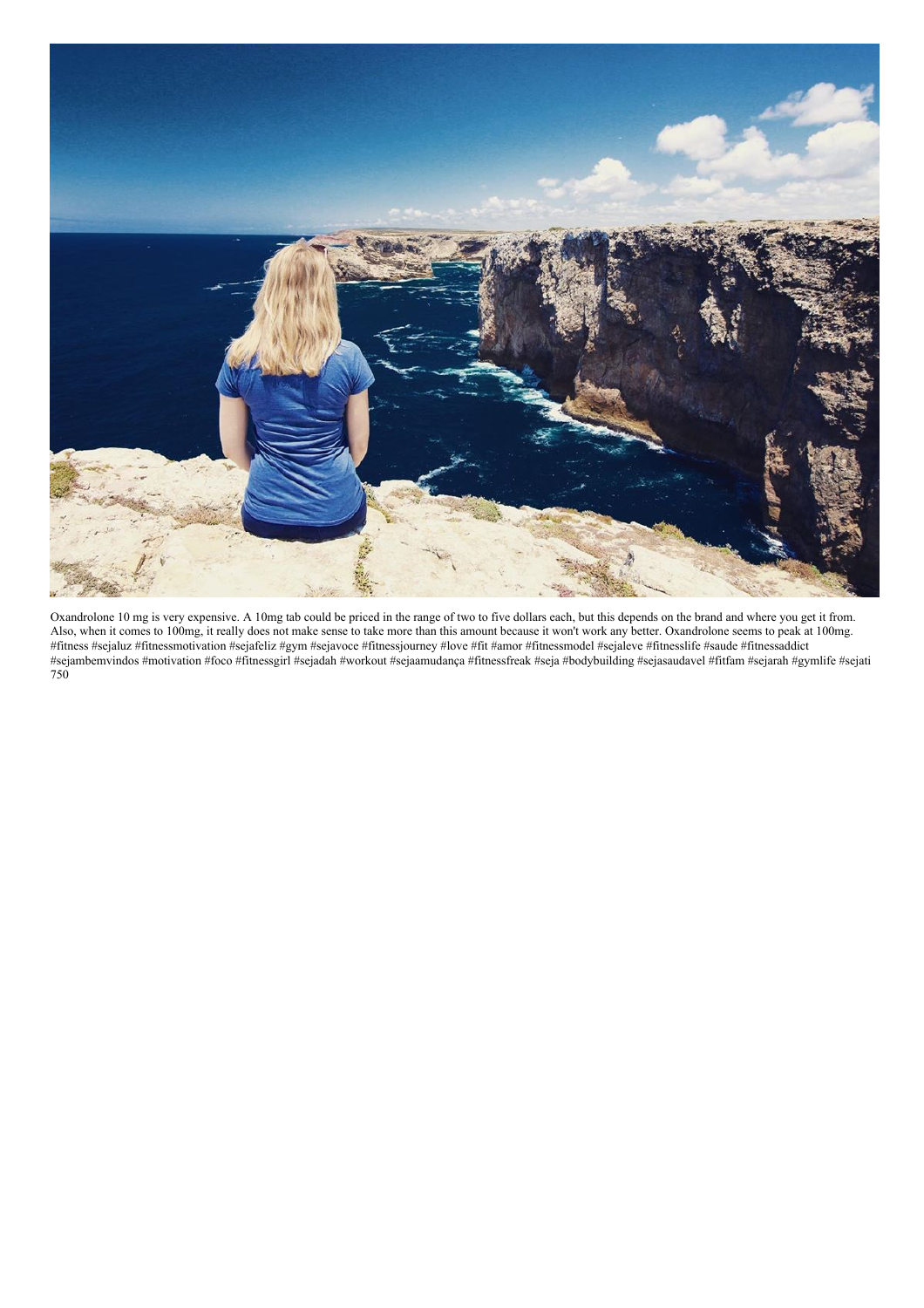Oxandrolone 10 mg is very expensive. A 10mg tab could be priced in the range of two to five dollars each, but this depends on the brand and where you get it from. Also, when it comes to 100mg, it really does not make sense to take more than this amount because it won't work any better. Oxandrolone seems to peak at 100mg. #fitness #sejaluz #fitnessmotivation #sejafeliz #gym #sejavoce #fitnessjourney #love #fit #amor #fitnessmodel #sejaleve #fitnesslife #saude #fitnessaddict #sejambemvindos #motivation #foco #fitnessgirl #sejadah #workout #sejaamudança #fitnessfreak #seja #bodybuilding #sejasaudavel #fitfam #sejarah #gymlife #sejati 750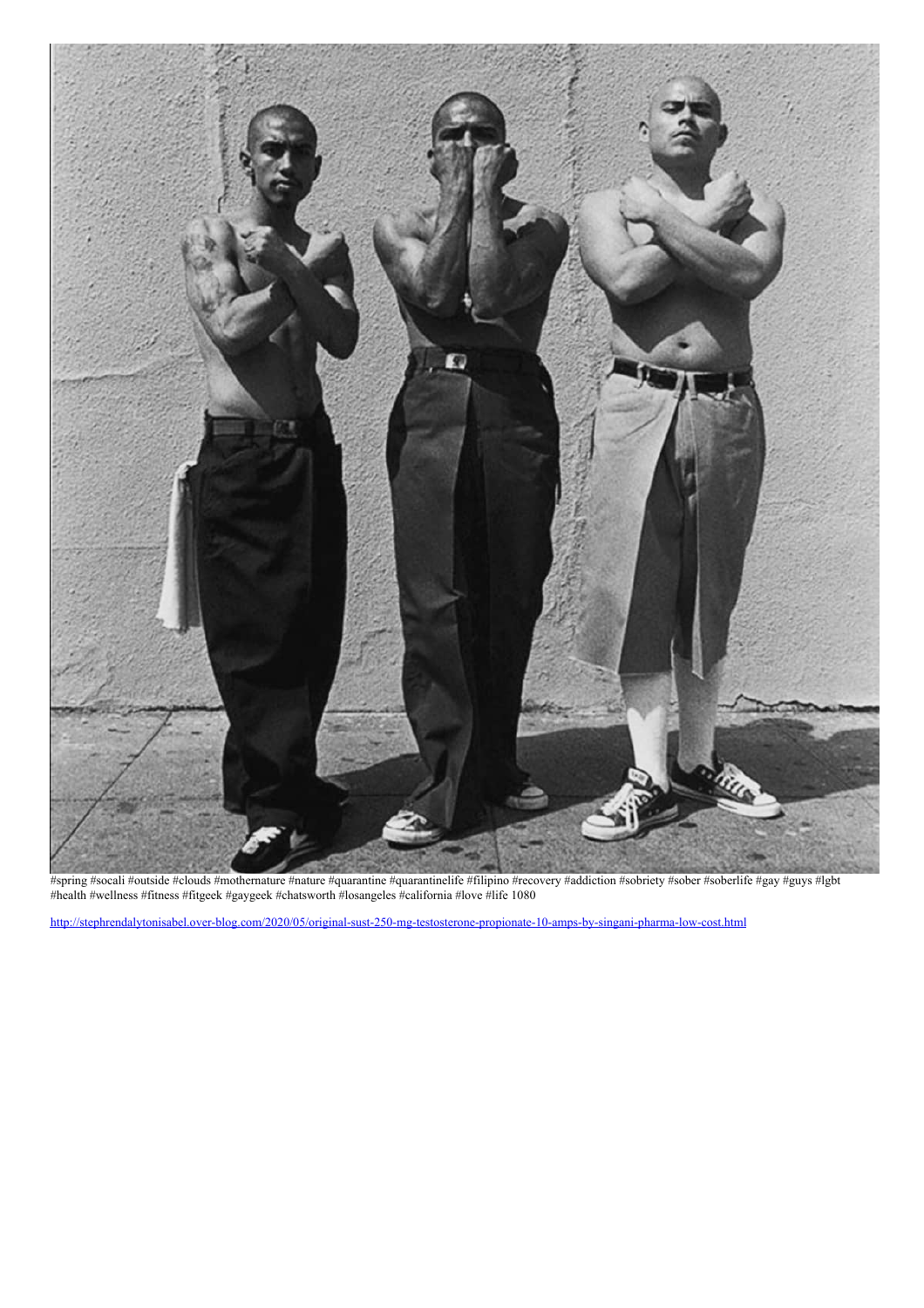#spring #socali #outside #clouds #mothernature #nature #quarantine #quarantinelife #filipino #recovery #addiction #sobriety #sober #soberlife #gay #guys #lgbt #health #wellness #fitness #fitgeek #gaygeek #chatsworth #losangeles #california #love #life 1080

http://stephrendalytonisabel.over-blog.com/2020/05/original-sust-250-mg-testosterone-propionate-10-amps-by-singani-pharma-low-cost.html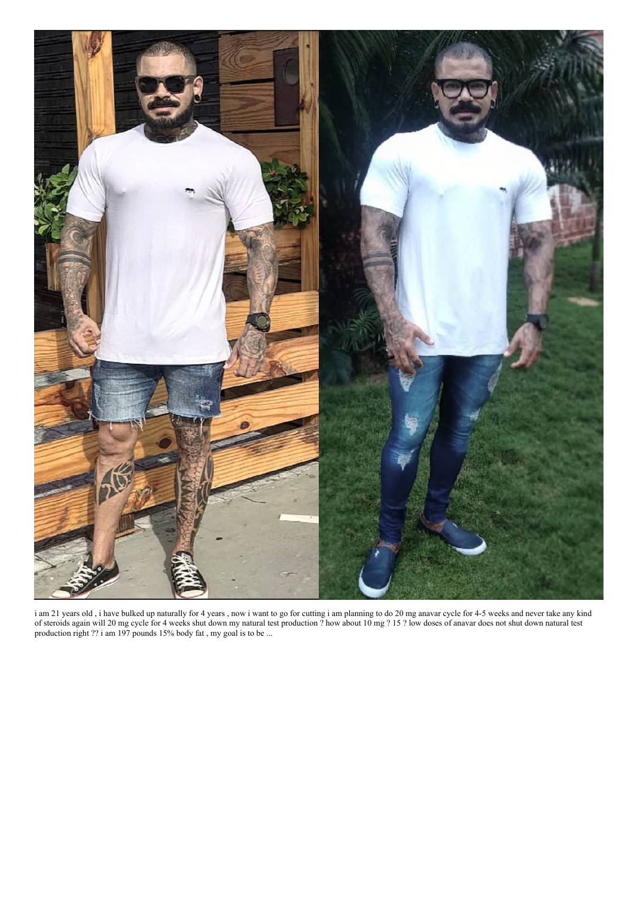i am 21 years old , i have bulked up naturally for 4 years , now i want to go for cutting i am planning to do 20 mg anavar cycle for 4-5 weeks and never take any kind of steroids again will 20 mg cycle for 4 weeks shut down my natural test production ? how about 10 mg ? 15 ? low doses of anavar does not shut down natural test production right ?? i am 197 pounds 15% body fat , my goal is to be ...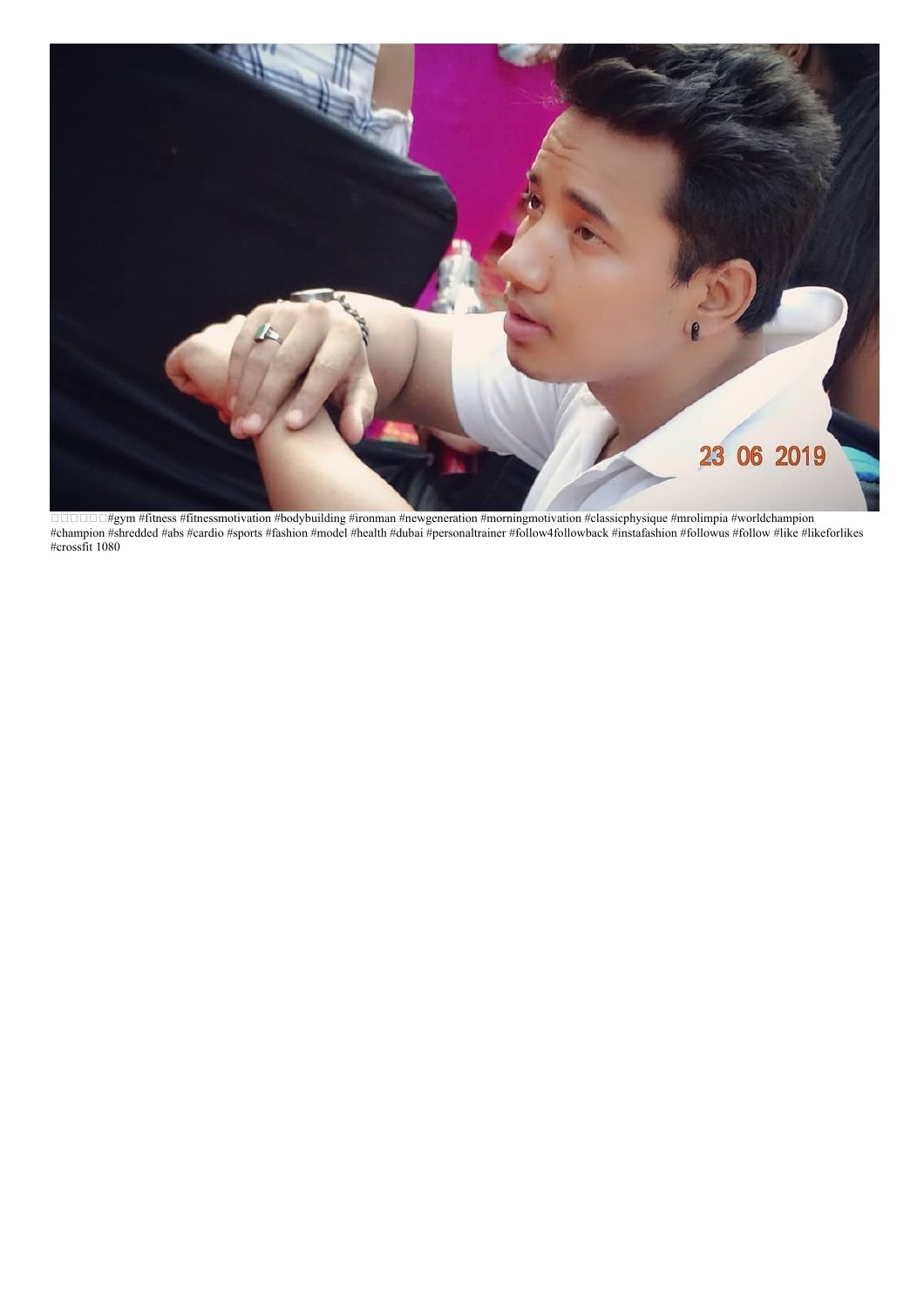□□□□□□#gym #fitness #fitnessmotivation #bodybuilding #ironman #newgeneration #morningmotivation #classicphysique #mrolimpia #worldchampion #champion #shredded #abs #cardio #sports #fashion #model #health #dubai #personaltrainer #follow4followback #instafashion #followus #follow #like #likeforlikes #crossfit 1080